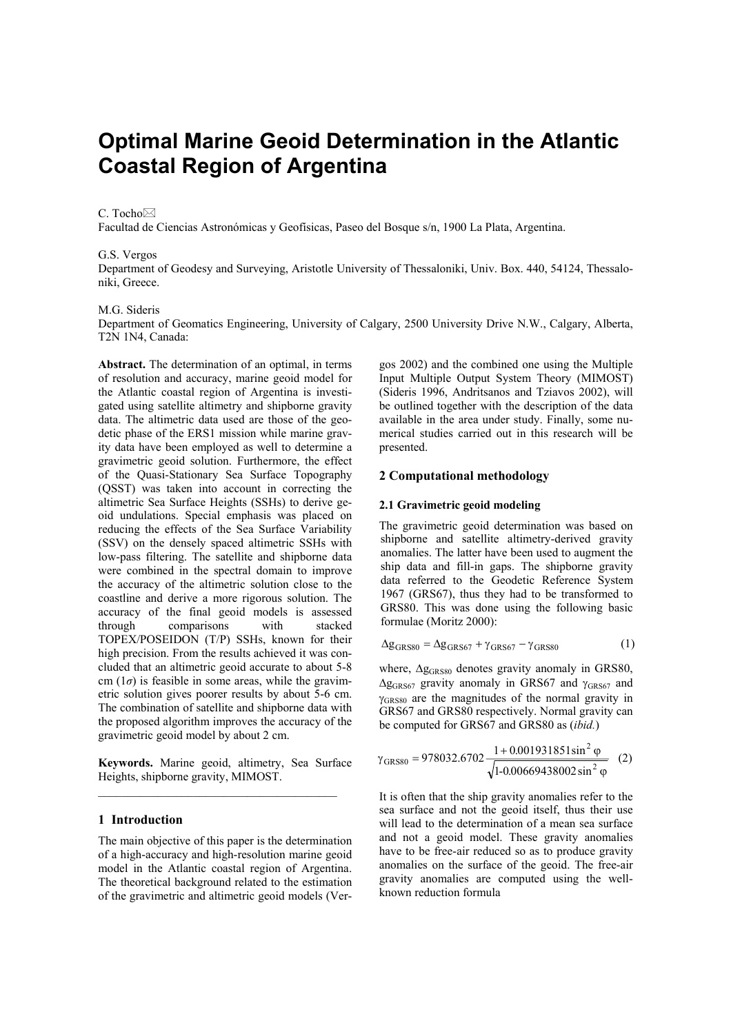# Optimal Marine Geoid Determination in the Atlantic Coastal Region of Argentina

C. Tocho✉
Facultad de Ciencias Astronómicas y Geofísicas, Paseo del Bosque s/n, 1900 La Plata, Argentina.

G.S. Vergos
Department of Geodesy and Surveying, Aristotle University of Thessaloniki, Univ. Box. 440, 54124, Thessaloniki, Greece.

M.G. Sideris
Department of Geomatics Engineering, University of Calgary, 2500 University Drive N.W., Calgary, Alberta, T2N 1N4, Canada:

**Abstract.** The determination of an optimal, in terms of resolution and accuracy, marine geoid model for the Atlantic coastal region of Argentina is investigated using satellite altimetry and shipborne gravity data. The altimetric data used are those of the geodetic phase of the ERS1 mission while marine gravity data have been employed as well to determine a gravimetric geoid solution. Furthermore, the effect of the Quasi-Stationary Sea Surface Topography (QSST) was taken into account in correcting the altimetric Sea Surface Heights (SSHs) to derive geoid undulations. Special emphasis was placed on reducing the effects of the Sea Surface Variability (SSV) on the densely spaced altimetric SSHs with low-pass filtering. The satellite and shipborne data were combined in the spectral domain to improve the accuracy of the altimetric solution close to the coastline and derive a more rigorous solution. The accuracy of the final geoid models is assessed through comparisons with stacked TOPEX/POSEIDON (T/P) SSHs, known for their high precision. From the results achieved it was concluded that an altimetric geoid accurate to about 5-8 cm ($1\sigma$) is feasible in some areas, while the gravimetric solution gives poorer results by about 5-6 cm. The combination of satellite and shipborne data with the proposed algorithm improves the accuracy of the gravimetric geoid model by about 2 cm.

**Keywords.** Marine geoid, altimetry, Sea Surface Heights, shipborne gravity, MIMOST.

## 1 Introduction

The main objective of this paper is the determination of a high-accuracy and high-resolution marine geoid model in the Atlantic coastal region of Argentina. The theoretical background related to the estimation of the gravimetric and altimetric geoid models (Vergos 2002) and the combined one using the Multiple Input Multiple Output System Theory (MIMOST) (Sideris 1996, Andritsanos and Tziavos 2002), will be outlined together with the description of the data available in the area under study. Finally, some numerical studies carried out in this research will be presented.

## 2 Computational methodology

### 2.1 Gravimetric geoid modeling

The gravimetric geoid determination was based on shipborne and satellite altimetry-derived gravity anomalies. The latter have been used to augment the ship data and fill-in gaps. The shipborne gravity data referred to the Geodetic Reference System 1967 (GRS67), thus they had to be transformed to GRS80. This was done using the following basic formulae (Moritz 2000):

$$\Delta g_{GRS80} = \Delta g_{GRS67} + \gamma_{GRS67} - \gamma_{GRS80} \tag{1}$$

where, $\Delta g_{GRS80}$ denotes gravity anomaly in GRS80, $\Delta g_{GRS67}$ gravity anomaly in GRS67 and $\gamma_{GRS67}$ and $\gamma_{GRS80}$ are the magnitudes of the normal gravity in GRS67 and GRS80 respectively. Normal gravity can be computed for GRS67 and GRS80 as (*ibid.*)

$$\gamma_{GRS80} = 978032.6702 \frac{1 + 0.001931851 \sin^2 \varphi}{\sqrt{1 - 0.00669438002 \sin^2 \varphi}} \tag{2}$$

It is often that the ship gravity anomalies refer to the sea surface and not the geoid itself, thus their use will lead to the determination of a mean sea surface and not a geoid model. These gravity anomalies have to be free-air reduced so as to produce gravity anomalies on the surface of the geoid. The free-air gravity anomalies are computed using the well-known reduction formula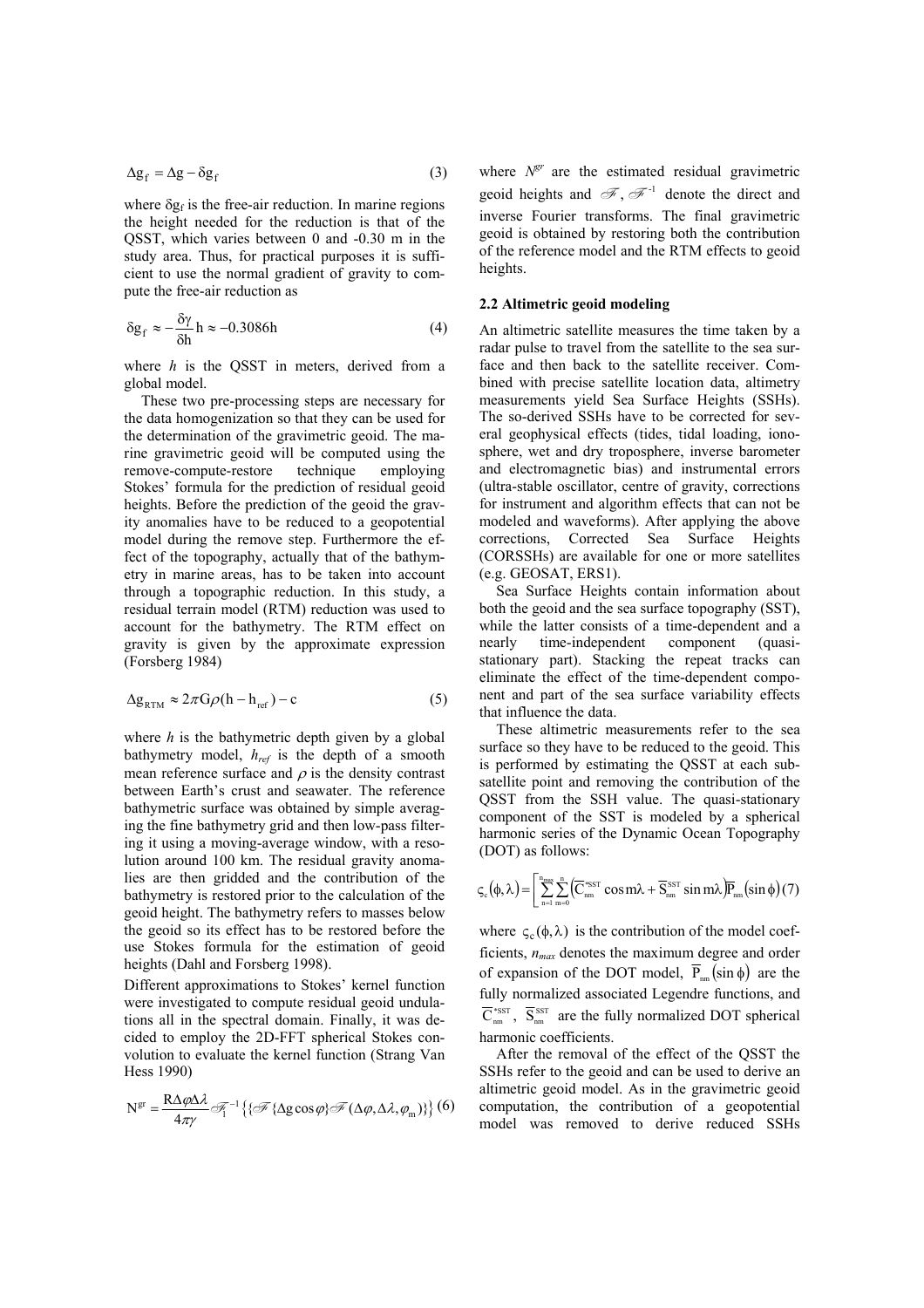$$\Delta g_f = \Delta g - \delta g_f \tag{3}$$

where $\delta g_f$ is the free-air reduction. In marine regions the height needed for the reduction is that of the QSST, which varies between 0 and -0.30 m in the study area. Thus, for practical purposes it is sufficient to use the normal gradient of gravity to compute the free-air reduction as

$$\delta g_f \approx -\frac{\delta\gamma}{\delta h} h \approx -0.3086h \tag{4}$$

where $h$ is the QSST in meters, derived from a global model.

These two pre-processing steps are necessary for the data homogenization so that they can be used for the determination of the gravimetric geoid. The marine gravimetric geoid will be computed using the remove-compute-restore technique employing Stokes' formula for the prediction of residual geoid heights. Before the prediction of the geoid the gravity anomalies have to be reduced to a geopotential model during the remove step. Furthermore the effect of the topography, actually that of the bathymetry in marine areas, has to be taken into account through a topographic reduction. In this study, a residual terrain model (RTM) reduction was used to account for the bathymetry. The RTM effect on gravity is given by the approximate expression (Forsberg 1984)

$$\Delta g_{RTM} \approx 2\pi G\rho(h - h_{ref}) - c \tag{5}$$

where $h$ is the bathymetric depth given by a global bathymetry model, $h_{ref}$ is the depth of a smooth mean reference surface and $\rho$ is the density contrast between Earth's crust and seawater. The reference bathymetric surface was obtained by simple averaging the fine bathymetry grid and then low-pass filtering it using a moving-average window, with a resolution around 100 km. The residual gravity anomalies are then gridded and the contribution of the bathymetry is restored prior to the calculation of the geoid height. The bathymetry refers to masses below the geoid so its effect has to be restored before the use Stokes formula for the estimation of geoid heights (Dahl and Forsberg 1998).

Different approximations to Stokes' kernel function were investigated to compute residual geoid undulations all in the spectral domain. Finally, it was decided to employ the 2D-FFT spherical Stokes convolution to evaluate the kernel function (Strang Van Hess 1990)

$$N^{gr} = \frac{R\Delta\varphi\Delta\lambda}{4\pi\gamma}\mathscr{F}_1^{-1}\left\{\{\mathscr{F}\{\Delta g\cos\varphi\}\mathscr{F}(\Delta\varphi,\Delta\lambda,\varphi_m)\}\right\} \tag{6}$$

where $N^{gr}$ are the estimated residual gravimetric geoid heights and $\mathscr{F}$, $\mathscr{F}^{-1}$ denote the direct and inverse Fourier transforms. The final gravimetric geoid is obtained by restoring both the contribution of the reference model and the RTM effects to geoid heights.

### 2.2 Altimetric geoid modeling

An altimetric satellite measures the time taken by a radar pulse to travel from the satellite to the sea surface and then back to the satellite receiver. Combined with precise satellite location data, altimetry measurements yield Sea Surface Heights (SSHs). The so-derived SSHs have to be corrected for several geophysical effects (tides, tidal loading, ionosphere, wet and dry troposphere, inverse barometer and electromagnetic bias) and instrumental errors (ultra-stable oscillator, centre of gravity, corrections for instrument and algorithm effects that can not be modeled and waveforms). After applying the above corrections, Corrected Sea Surface Heights (CORSSHs) are available for one or more satellites (e.g. GEOSAT, ERS1).

Sea Surface Heights contain information about both the geoid and the sea surface topography (SST), while the latter consists of a time-dependent and a nearly time-independent component (quasi-stationary part). Stacking the repeat tracks can eliminate the effect of the time-dependent component and part of the sea surface variability effects that influence the data.

These altimetric measurements refer to the sea surface so they have to be reduced to the geoid. This is performed by estimating the QSST at each sub-satellite point and removing the contribution of the QSST from the SSH value. The quasi-stationary component of the SST is modeled by a spherical harmonic series of the Dynamic Ocean Topography (DOT) as follows:

$$\varsigma_c(\phi,\lambda) = \left[\sum_{n=1}^{n_{max}}\sum_{m=0}^{n}\left(\overline{C}_{nm}^{*SST}\cos m\lambda + \overline{S}_{nm}^{SST}\sin m\lambda\right)\overline{P}_{nm}(\sin\phi)\right] \tag{7}$$

where $\varsigma_c(\phi,\lambda)$ is the contribution of the model coefficients, $n_{max}$ denotes the maximum degree and order of expansion of the DOT model, $\overline{P}_{nm}(\sin\phi)$ are the fully normalized associated Legendre functions, and $\overline{C}_{nm}^{*SST}$, $\overline{S}_{nm}^{SST}$ are the fully normalized DOT spherical harmonic coefficients.

After the removal of the effect of the QSST the SSHs refer to the geoid and can be used to derive an altimetric geoid model. As in the gravimetric geoid computation, the contribution of a geopotential model was removed to derive reduced SSHs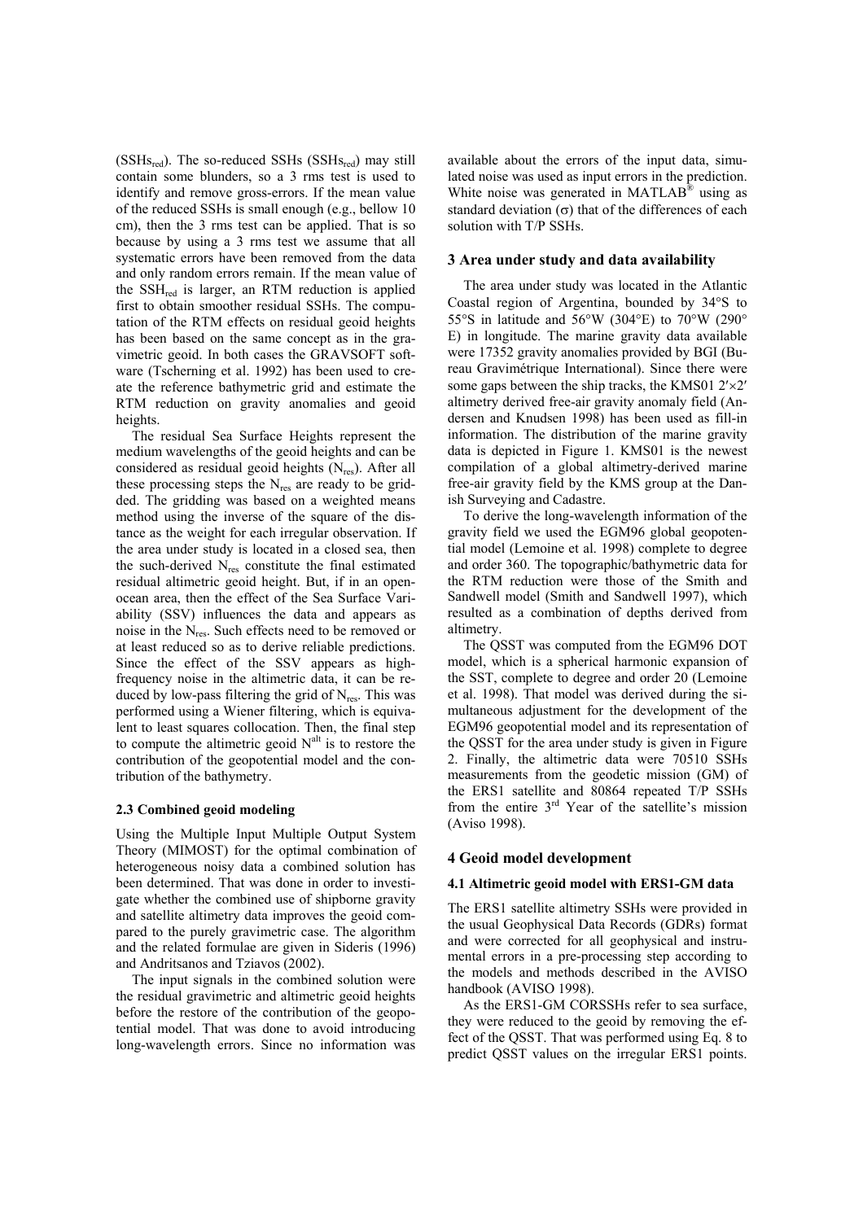($SSHs_{red}$). The so-reduced SSHs ($SSHs_{red}$) may still contain some blunders, so a 3 rms test is used to identify and remove gross-errors. If the mean value of the reduced SSHs is small enough (e.g., bellow 10 cm), then the 3 rms test can be applied. That is so because by using a 3 rms test we assume that all systematic errors have been removed from the data and only random errors remain. If the mean value of the $SSH_{red}$ is larger, an RTM reduction is applied first to obtain smoother residual SSHs. The computation of the RTM effects on residual geoid heights has been based on the same concept as in the gravimetric geoid. In both cases the GRAVSOFT software (Tscherning et al. 1992) has been used to create the reference bathymetric grid and estimate the RTM reduction on gravity anomalies and geoid heights.

The residual Sea Surface Heights represent the medium wavelengths of the geoid heights and can be considered as residual geoid heights ($N_{res}$). After all these processing steps the $N_{res}$ are ready to be gridded. The gridding was based on a weighted means method using the inverse of the square of the distance as the weight for each irregular observation. If the area under study is located in a closed sea, then the such-derived $N_{res}$ constitute the final estimated residual altimetric geoid height. But, if in an open-ocean area, then the effect of the Sea Surface Variability (SSV) influences the data and appears as noise in the $N_{res}$. Such effects need to be removed or at least reduced so as to derive reliable predictions. Since the effect of the SSV appears as high-frequency noise in the altimetric data, it can be reduced by low-pass filtering the grid of $N_{res}$. This was performed using a Wiener filtering, which is equivalent to least squares collocation. Then, the final step to compute the altimetric geoid $N^{alt}$ is to restore the contribution of the geopotential model and the contribution of the bathymetry.

### 2.3 Combined geoid modeling

Using the Multiple Input Multiple Output System Theory (MIMOST) for the optimal combination of heterogeneous noisy data a combined solution has been determined. That was done in order to investigate whether the combined use of shipborne gravity and satellite altimetry data improves the geoid compared to the purely gravimetric case. The algorithm and the related formulae are given in Sideris (1996) and Andritsanos and Tziavos (2002).

The input signals in the combined solution were the residual gravimetric and altimetric geoid heights before the restore of the contribution of the geopotential model. That was done to avoid introducing long-wavelength errors. Since no information was available about the errors of the input data, simulated noise was used as input errors in the prediction. White noise was generated in MATLAB® using as standard deviation ($\sigma$) that of the differences of each solution with T/P SSHs.

## 3 Area under study and data availability

The area under study was located in the Atlantic Coastal region of Argentina, bounded by 34°S to 55°S in latitude and 56°W (304°E) to 70°W (290° E) in longitude. The marine gravity data available were 17352 gravity anomalies provided by BGI (Bureau Gravimétrique International). Since there were some gaps between the ship tracks, the KMS01 $2'\times2'$ altimetry derived free-air gravity anomaly field (Andersen and Knudsen 1998) has been used as fill-in information. The distribution of the marine gravity data is depicted in Figure 1. KMS01 is the newest compilation of a global altimetry-derived marine free-air gravity field by the KMS group at the Danish Surveying and Cadastre.

To derive the long-wavelength information of the gravity field we used the EGM96 global geopotential model (Lemoine et al. 1998) complete to degree and order 360. The topographic/bathymetric data for the RTM reduction were those of the Smith and Sandwell model (Smith and Sandwell 1997), which resulted as a combination of depths derived from altimetry.

The QSST was computed from the EGM96 DOT model, which is a spherical harmonic expansion of the SST, complete to degree and order 20 (Lemoine et al. 1998). That model was derived during the simultaneous adjustment for the development of the EGM96 geopotential model and its representation of the QSST for the area under study is given in Figure 2. Finally, the altimetric data were 70510 SSHs measurements from the geodetic mission (GM) of the ERS1 satellite and 80864 repeated T/P SSHs from the entire 3rd Year of the satellite's mission (Aviso 1998).

## 4 Geoid model development

### 4.1 Altimetric geoid model with ERS1-GM data

The ERS1 satellite altimetry SSHs were provided in the usual Geophysical Data Records (GDRs) format and were corrected for all geophysical and instrumental errors in a pre-processing step according to the models and methods described in the AVISO handbook (AVISO 1998).

As the ERS1-GM CORSSHs refer to sea surface, they were reduced to the geoid by removing the effect of the QSST. That was performed using Eq. 8 to predict QSST values on the irregular ERS1 points.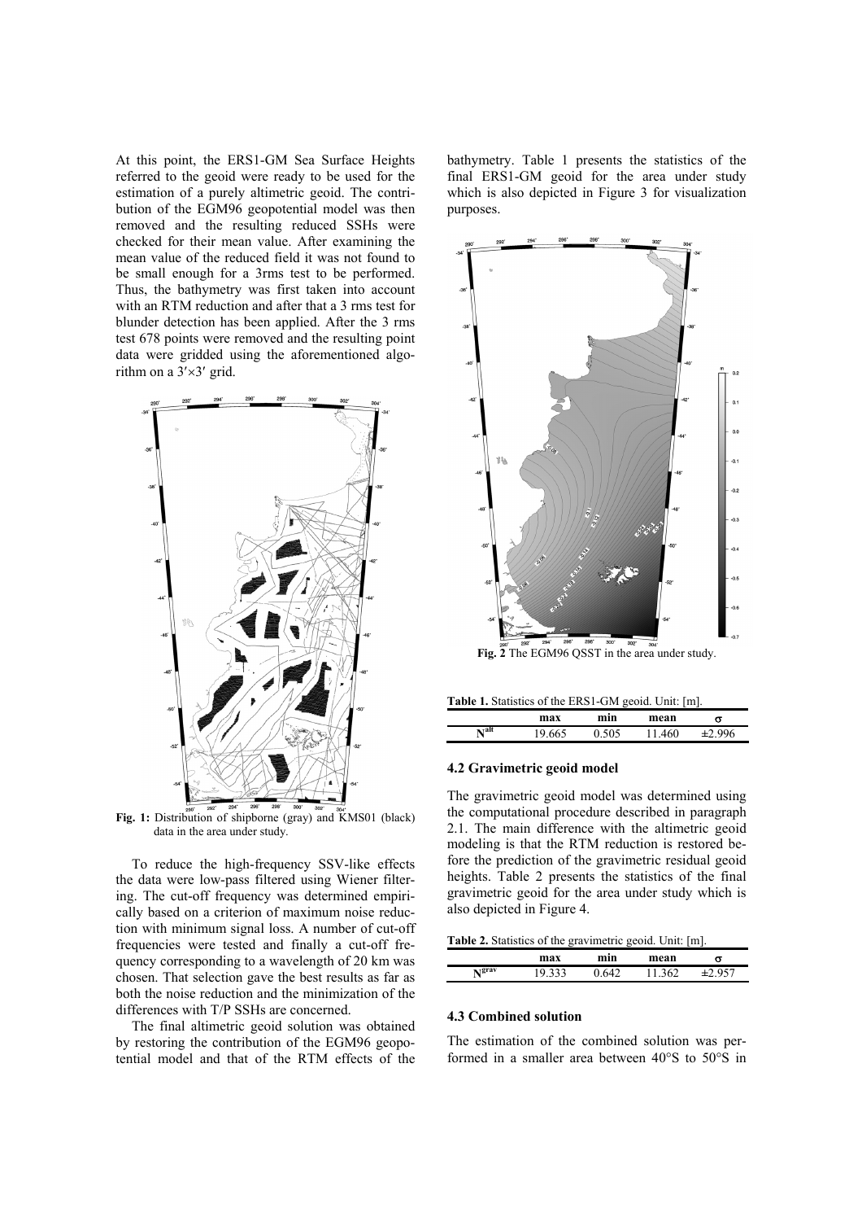At this point, the ERS1-GM Sea Surface Heights referred to the geoid were ready to be used for the estimation of a purely altimetric geoid. The contribution of the EGM96 geopotential model was then removed and the resulting reduced SSHs were checked for their mean value. After examining the mean value of the reduced field it was not found to be small enough for a 3rms test to be performed. Thus, the bathymetry was first taken into account with an RTM reduction and after that a 3 rms test for blunder detection has been applied. After the 3 rms test 678 points were removed and the resulting point data were gridded using the aforementioned algorithm on a $3' \times 3'$ grid.

**Fig. 1:** Distribution of shipborne (gray) and KMS01 (black) data in the area under study.

To reduce the high-frequency SSV-like effects the data were low-pass filtered using Wiener filtering. The cut-off frequency was determined empirically based on a criterion of maximum noise reduction with minimum signal loss. A number of cut-off frequencies were tested and finally a cut-off frequency corresponding to a wavelength of 20 km was chosen. That selection gave the best results as far as both the noise reduction and the minimization of the differences with T/P SSHs are concerned.

The final altimetric geoid solution was obtained by restoring the contribution of the EGM96 geopotential model and that of the RTM effects of the bathymetry. Table 1 presents the statistics of the final ERS1-GM geoid for the area under study which is also depicted in Figure 3 for visualization purposes.

**Fig. 2** The EGM96 QSST in the area under study.

**Table 1.** Statistics of the ERS1-GM geoid. Unit: [m].

| | max | min | mean | σ |
|---|---|---|---|---|
| $N^{alt}$ | 19.665 | 0.505 | 11.460 | ±2.996 |

### 4.2 Gravimetric geoid model

The gravimetric geoid model was determined using the computational procedure described in paragraph 2.1. The main difference with the altimetric geoid modeling is that the RTM reduction is restored before the prediction of the gravimetric residual geoid heights. Table 2 presents the statistics of the final gravimetric geoid for the area under study which is also depicted in Figure 4.

**Table 2.** Statistics of the gravimetric geoid. Unit: [m].

| | max | min | mean | σ |
|---|---|---|---|---|
| $N^{grav}$ | 19.333 | 0.642 | 11.362 | ±2.957 |

### 4.3 Combined solution

The estimation of the combined solution was performed in a smaller area between 40°S to 50°S in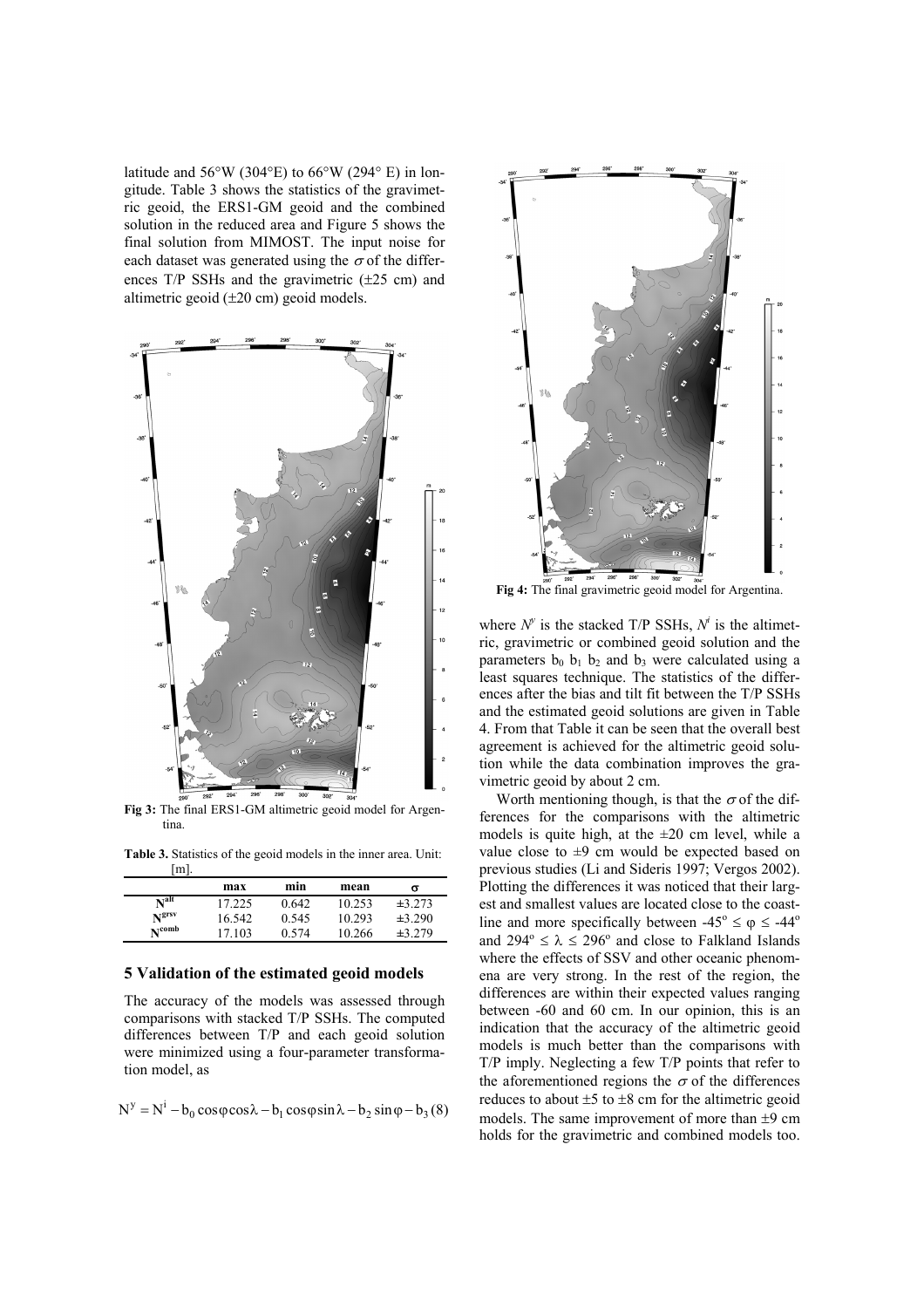latitude and 56°W (304°E) to 66°W (294° E) in longitude. Table 3 shows the statistics of the gravimetric geoid, the ERS1-GM geoid and the combined solution in the reduced area and Figure 5 shows the final solution from MIMOST. The input noise for each dataset was generated using the $\sigma$ of the differences T/P SSHs and the gravimetric (±25 cm) and altimetric geoid (±20 cm) geoid models.

**Fig 3:** The final ERS1-GM altimetric geoid model for Argentina.

**Table 3.** Statistics of the geoid models in the inner area. Unit: [m].

| | max | min | mean | σ |
|---|---|---|---|---|
| $N^{alt}$ | 17.225 | 0.642 | 10.253 | ±3.273 |
| $N^{grsv}$ | 16.542 | 0.545 | 10.293 | ±3.290 |
| $N^{comb}$ | 17.103 | 0.574 | 10.266 | ±3.279 |

## 5 Validation of the estimated geoid models

The accuracy of the models was assessed through comparisons with stacked T/P SSHs. The computed differences between T/P and each geoid solution were minimized using a four-parameter transformation model, as

$$N^{y} = N^{i} - b_0 \cos\varphi\cos\lambda - b_1 \cos\varphi\sin\lambda - b_2 \sin\varphi - b_3 \quad (8)$$

**Fig 4:** The final gravimetric geoid model for Argentina.

where $N^y$ is the stacked T/P SSHs, $N^i$ is the altimetric, gravimetric or combined geoid solution and the parameters $b_0$ $b_1$ $b_2$ and $b_3$ were calculated using a least squares technique. The statistics of the differences after the bias and tilt fit between the T/P SSHs and the estimated geoid solutions are given in Table 4. From that Table it can be seen that the overall best agreement is achieved for the altimetric geoid solution while the data combination improves the gravimetric geoid by about 2 cm.

Worth mentioning though, is that the $\sigma$ of the differences for the comparisons with the altimetric models is quite high, at the ±20 cm level, while a value close to ±9 cm would be expected based on previous studies (Li and Sideris 1997; Vergos 2002). Plotting the differences it was noticed that their largest and smallest values are located close to the coastline and more specifically between $-45^{o} \leq \varphi \leq -44^{o}$ and $294^{o} \leq \lambda \leq 296^{o}$ and close to Falkland Islands where the effects of SSV and other oceanic phenomena are very strong. In the rest of the region, the differences are within their expected values ranging between -60 and 60 cm. In our opinion, this is an indication that the accuracy of the altimetric geoid models is much better than the comparisons with T/P imply. Neglecting a few T/P points that refer to the aforementioned regions the $\sigma$ of the differences reduces to about ±5 to ±8 cm for the altimetric geoid models. The same improvement of more than ±9 cm holds for the gravimetric and combined models too.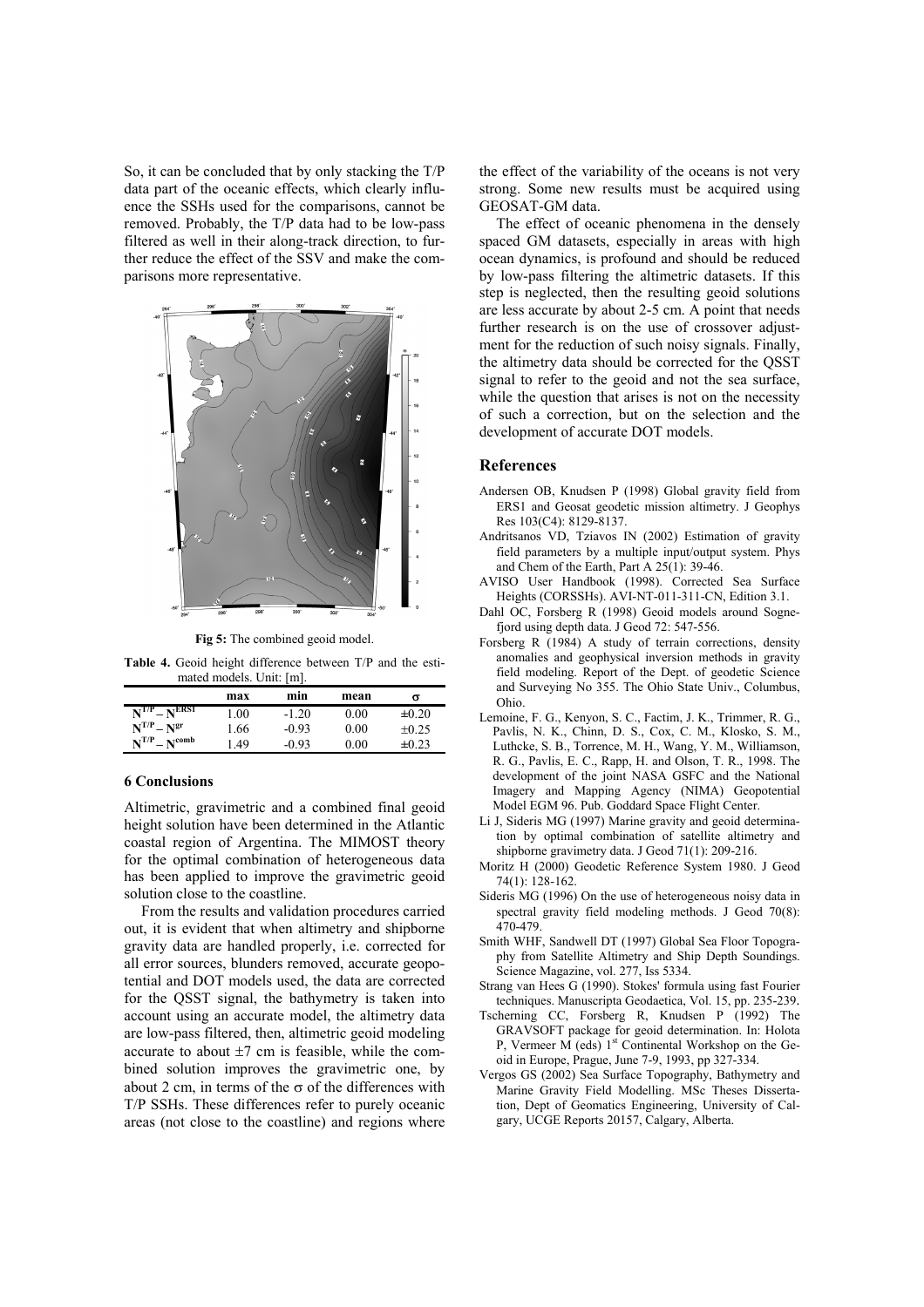So, it can be concluded that by only stacking the T/P data part of the oceanic effects, which clearly influence the SSHs used for the comparisons, cannot be removed. Probably, the T/P data had to be low-pass filtered as well in their along-track direction, to further reduce the effect of the SSV and make the comparisons more representative.

**Fig 5:** The combined geoid model.

**Table 4.** Geoid height difference between T/P and the estimated models. Unit: [m].

| | max | min | mean | σ |
|---|---|---|---|---|
| $N^{T/P} - N^{ERS1}$ | 1.00 | -1.20 | 0.00 | ±0.20 |
| $N^{T/P} - N^{gr}$ | 1.66 | -0.93 | 0.00 | ±0.25 |
| $N^{T/P} - N^{comb}$ | 1.49 | -0.93 | 0.00 | ±0.23 |

### 6 Conclusions

Altimetric, gravimetric and a combined final geoid height solution have been determined in the Atlantic coastal region of Argentina. The MIMOST theory for the optimal combination of heterogeneous data has been applied to improve the gravimetric geoid solution close to the coastline.

From the results and validation procedures carried out, it is evident that when altimetry and shipborne gravity data are handled properly, i.e. corrected for all error sources, blunders removed, accurate geopotential and DOT models used, the data are corrected for the QSST signal, the bathymetry is taken into account using an accurate model, the altimetry data are low-pass filtered, then, altimetric geoid modeling accurate to about ±7 cm is feasible, while the combined solution improves the gravimetric one, by about 2 cm, in terms of the σ of the differences with T/P SSHs. These differences refer to purely oceanic areas (not close to the coastline) and regions where the effect of the variability of the oceans is not very strong. Some new results must be acquired using GEOSAT-GM data.

The effect of oceanic phenomena in the densely spaced GM datasets, especially in areas with high ocean dynamics, is profound and should be reduced by low-pass filtering the altimetric datasets. If this step is neglected, then the resulting geoid solutions are less accurate by about 2-5 cm. A point that needs further research is on the use of crossover adjustment for the reduction of such noisy signals. Finally, the altimetry data should be corrected for the QSST signal to refer to the geoid and not the sea surface, while the question that arises is not on the necessity of such a correction, but on the selection and the development of accurate DOT models.

## References

Andersen OB, Knudsen P (1998) Global gravity field from ERS1 and Geosat geodetic mission altimetry. J Geophys Res 103(C4): 8129-8137.

Andritsanos VD, Tziavos IN (2002) Estimation of gravity field parameters by a multiple input/output system. Phys and Chem of the Earth, Part A 25(1): 39-46.

AVISO User Handbook (1998). Corrected Sea Surface Heights (CORSSHs). AVI-NT-011-311-CN, Edition 3.1.

Dahl OC, Forsberg R (1998) Geoid models around Sognefjord using depth data. J Geod 72: 547-556.

Forsberg R (1984) A study of terrain corrections, density anomalies and geophysical inversion methods in gravity field modeling. Report of the Dept. of geodetic Science and Surveying No 355. The Ohio State Univ., Columbus, Ohio.

Lemoine, F. G., Kenyon, S. C., Factim, J. K., Trimmer, R. G., Pavlis, N. K., Chinn, D. S., Cox, C. M., Klosko, S. M., Luthcke, S. B., Torrence, M. H., Wang, Y. M., Williamson, R. G., Pavlis, E. C., Rapp, H. and Olson, T. R., 1998. The development of the joint NASA GSFC and the National Imagery and Mapping Agency (NIMA) Geopotential Model EGM 96. Pub. Goddard Space Flight Center.

Li J, Sideris MG (1997) Marine gravity and geoid determination by optimal combination of satellite altimetry and shipborne gravimetry data. J Geod 71(1): 209-216.

Moritz H (2000) Geodetic Reference System 1980. J Geod 74(1): 128-162.

Sideris MG (1996) On the use of heterogeneous noisy data in spectral gravity field modeling methods. J Geod 70(8): 470-479.

Smith WHF, Sandwell DT (1997) Global Sea Floor Topography from Satellite Altimetry and Ship Depth Soundings. Science Magazine, vol. 277, Iss 5334.

Strang van Hees G (1990). Stokes' formula using fast Fourier techniques. Manuscripta Geodaetica, Vol. 15, pp. 235-239.

Tscherning CC, Forsberg R, Knudsen P (1992) The GRAVSOFT package for geoid determination. In: Holota P, Vermeer M (eds) 1st Continental Workshop on the Geoid in Europe, Prague, June 7-9, 1993, pp 327-334.

Vergos GS (2002) Sea Surface Topography, Bathymetry and Marine Gravity Field Modelling. MSc Theses Dissertation, Dept of Geomatics Engineering, University of Calgary, UCGE Reports 20157, Calgary, Alberta.